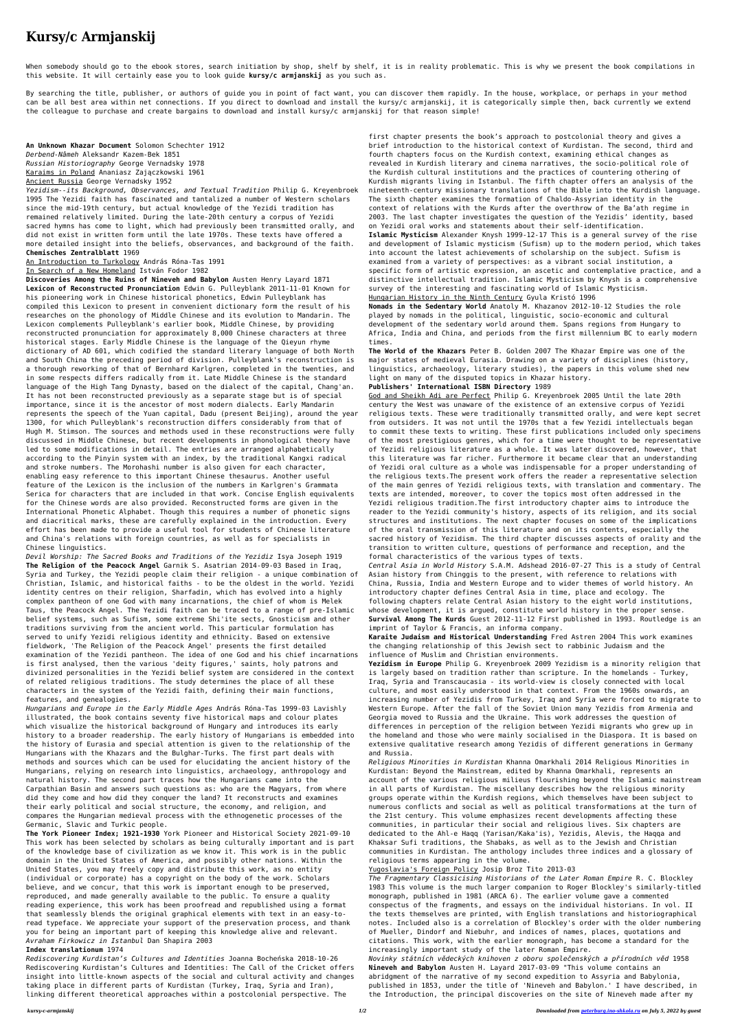# Kursy/c Armjanskij

When somebody should go to the ebook stores, search initiation by shop, shelf by shelf, it is in reality problematic. This is why we present the book compilations in this website. It will certainly ease you to look guide **kursy/c armjanskij** as you such as.

By searching the title, publisher, or authors of guide you in point of fact want, you can discover them rapidly. In the house, workplace, or perhaps in your method can be all best area within net connections. If you direct to download and install the kursy/c armjanskij, it is categorically simple then, back currently we extend the colleague to purchase and create bargains to download and install kursy/c armjanskij for that reason simple!

**An Unknown Khazar Document** Solomon Schechter 1912
*Derbend-Nâmeh* Aleksandr Kazem-Bek 1851
*Russian Historiography* George Vernadsky 1978
Karaims in Poland Ananiasz Zajączkowski 1961
Ancient Russia George Vernadsky 1952
*Yezidism--its Background, Observances, and Textual Tradition* Philip G. Kreyenbroek 1995 The Yezidi faith has fascinated and tantalized a number of Western scholars since the mid-19th century, but actual knowledge of the Yezidi tradition has remained relatively limited. During the late-20th century a corpus of Yezidi sacred hymns has come to light, which had previously been transmitted orally, and did not exist in written form until the late 1970s. These texts have offered a more detailed insight into the beliefs, observances, and background of the faith.
**Chemisches Zentralblatt** 1969
An Introduction to Turkology András Róna-Tas 1991
In Search of a New Homeland István Fodor 1982
**Discoveries Among the Ruins of Nineveh and Babylon** Austen Henry Layard 1871
**Lexicon of Reconstructed Pronunciation** Edwin G. Pulleyblank 2011-11-01 Known for his pioneering work in Chinese historical phonetics, Edwin Pulleyblank has compiled this Lexicon to present in convenient dictionary form the result of his researches on the phonology of Middle Chinese and its evolution to Mandarin. The Lexicon complements Pulleyblank's earlier book, Middle Chinese, by providing reconstructed pronunciation for approximately 8,000 Chinese characters at three historical stages. Early Middle Chinese is the language of the Qieyun rhyme dictionary of AD 601, which codified the standard literary language of both North and South China the preceding period of division. Pulleyblank's reconstruction is a thorough reworking of that of Bernhard Karlgren, completed in the twenties, and in some respects differs radically from it. Late Middle Chinese is the standard language of the High Tang Dynasty, based on the dialect of the capital, Chang'an. It has not been reconstructed previously as a separate stage but is of special importance, since it is the ancestor of most modern dialects. Early Mandarin represents the speech of the Yuan capital, Dadu (present Beijing), around the year 1300, for which Pulleyblank's reconstruction differs considerably from that of Hugh M. Stimson. The sources and methods used in these reconstructions were fully discussed in Middle Chinese, but recent developments in phonological theory have led to some modifications in detail. The entries are arranged alphabetically according to the Pinyin system with an index, by the traditional Kangxi radical and stroke numbers. The Morohashi number is also given for each character, enabling easy reference to this important Chinese thesaurus. Another useful feature of the Lexicon is the inclusion of the numbers in Karlgren's Grammata Serica for characters that are included in that work. Concise English equivalents for the Chinese words are also provided. Reconstructed forms are given in the International Phonetic Alphabet. Though this requires a number of phonetic signs and diacritical marks, these are carefully explained in the introduction. Every effort has been made to provide a useful tool for students of Chinese literature and China's relations with foreign countries, as well as for specialists in Chinese linguistics.
*Devil Worship: The Sacred Books and Traditions of the Yezidiz* Isya Joseph 1919
**The Religion of the Peacock Angel** Garnik S. Asatrian 2014-09-03 Based in Iraq, Syria and Turkey, the Yezidi people claim their religion - a unique combination of Christian, Islamic, and historical faiths - to be the oldest in the world. Yezidi identity centres on their religion, Sharfadin, which has evolved into a highly complex pantheon of one God with many incarnations, the chief of whom is Melek Taus, the Peacock Angel. The Yezidi faith can be traced to a range of pre-Islamic belief systems, such as Sufism, some extreme Shi'ite sects, Gnosticism and other traditions surviving from the ancient world. This particular formulation has served to unify Yezidi religious identity and ethnicity. Based on extensive fieldwork, 'The Religion of the Peacock Angel' presents the first detailed examination of the Yezidi pantheon. The idea of one God and his chief incarnations is first analysed, then the various 'deity figures,' saints, holy patrons and divinized personalities in the Yezidi belief system are considered in the context of related religious traditions. The study determines the place of all these characters in the system of the Yezidi faith, defining their main functions, features, and genealogies.
*Hungarians and Europe in the Early Middle Ages* András Róna-Tas 1999-03 Lavishly illustrated, the book contains seventy five historical maps and colour plates which visualize the historical background of Hungary and introduces its early history to a broader readership. The early history of Hungarians is embedded into the history of Eurasia and special attention is given to the relationship of the Hungarians with the Khazars and the Bulghar-Turks. The first part deals with methods and sources which can be used for elucidating the ancient history of the Hungarians, relying on research into linguistics, archaeology, anthropology and natural history. The second part traces how the Hungarians came into the Carpathian Basin and answers such questions as: who are the Magyars, from where did they come and how did they conquer the land? It reconstructs and examines their early political and social structure, the economy, and religion, and compares the Hungarian medieval process with the ethnogenetic processes of the Germanic, Slavic and Turkic people.
**The York Pioneer Index; 1921-1930** York Pioneer and Historical Society 2021-09-10 This work has been selected by scholars as being culturally important and is part of the knowledge base of civilization as we know it. This work is in the public domain in the United States of America, and possibly other nations. Within the United States, you may freely copy and distribute this work, as no entity (individual or corporate) has a copyright on the body of the work. Scholars believe, and we concur, that this work is important enough to be preserved, reproduced, and made generally available to the public. To ensure a quality reading experience, this work has been proofread and republished using a format that seamlessly blends the original graphical elements with text in an easy-to-read typeface. We appreciate your support of the preservation process, and thank you for being an important part of keeping this knowledge alive and relevant.
*Avraham Firkowicz in Istanbul* Dan Shapira 2003
**Index translationum** 1974
*Rediscovering Kurdistan's Cultures and Identities* Joanna Bocheńska 2018-10-26 Rediscovering Kurdistan's Cultures and Identities: The Call of the Cricket offers insight into little-known aspects of the social and cultural activity and changes taking place in different parts of Kurdistan (Turkey, Iraq, Syria and Iran), linking different theoretical approaches within a postcolonial perspective. The first chapter presents the book's approach to postcolonial theory and gives a brief introduction to the historical context of Kurdistan. The second, third and fourth chapters focus on the Kurdish context, examining ethical changes as revealed in Kurdish literary and cinema narratives, the socio-political role of the Kurdish cultural institutions and the practices of countering othering of Kurdish migrants living in Istanbul. The fifth chapter offers an analysis of the nineteenth-century missionary translations of the Bible into the Kurdish language. The sixth chapter examines the formation of Chaldo-Assyrian identity in the context of relations with the Kurds after the overthrow of the Ba'ath regime in 2003. The last chapter investigates the question of the Yezidis' identity, based on Yezidi oral works and statements about their self-identification.
**Islamic Mysticism** Alexander Knysh 1999-12-17 This is a general survey of the rise and development of Islamic mysticism (Sufism) up to the modern period, which takes into account the latest achievements of scholarship on the subject. Sufism is examined from a variety of perspectives: as a vibrant social institution, a specific form of artistic expression, an ascetic and contemplative practice, and a distinctive intellectual tradition. Islamic Mysticism by Knysh is a comprehensive survey of the interesting and fascinating world of Islamic Mysticism.
Hungarian History in the Ninth Century Gyula Kristó 1996
**Nomads in the Sedentary World** Anatoly M. Khazanov 2012-10-12 Studies the role played by nomads in the political, linguistic, socio-economic and cultural development of the sedentary world around them. Spans regions from Hungary to Africa, India and China, and periods from the first millennium BC to early modern times.
**The World of the Khazars** Peter B. Golden 2007 The Khazar Empire was one of the major states of medieval Eurasia. Drawing on a variety of disciplines (history, linguistics, archaeology, literary studies), the papers in this volume shed new light on many of the disputed topics in Khazar history.
**Publishers' International ISBN Directory** 1989
God and Sheikh Adi are Perfect Philip G. Kreyenbroek 2005 Until the late 20th century the West was unaware of the existence of an extensive corpus of Yezidi religious texts. These were traditionally transmitted orally, and were kept secret from outsiders. It was not until the 1970s that a few Yezidi intellectuals began to commit these texts to writing. These first publications included only specimens of the most prestigious genres, which for a time were thought to be representative of Yezidi religious literature as a whole. It was later discovered, however, that this literature was far richer. Furthermore it became clear that an understanding of Yezidi oral culture as a whole was indispensable for a proper understanding of the religious texts.The present work offers the reader a representative selection of the main genres of Yezidi religious texts, with translation and commentary. The texts are intended, moreover, to cover the topics most often addressed in the Yezidi religious tradition.The first introductory chapter aims to introduce the reader to the Yezidi community's history, aspects of its religion, and its social structures and institutions. The next chapter focuses on some of the implications of the oral transmission of this literature and on its contents, especially the sacred history of Yezidism. The third chapter discusses aspects of orality and the transition to written culture, questions of performance and reception, and the formal characteristics of the various types of texts.
*Central Asia in World History* S.A.M. Adshead 2016-07-27 This is a study of Central Asian history from Chinggis to the present, with reference to relations with China, Russia, India and Western Europe and to wider themes of world history. An introductory chapter defines Central Asia in time, place and ecology. The following chapters relate Central Asian history to the eight world institutions, whose development, it is argued, constitute world history in the proper sense.
**Survival Among The Kurds** Guest 2012-11-12 First published in 1993. Routledge is an imprint of Taylor & Francis, an informa company.
**Karaite Judaism and Historical Understanding** Fred Astren 2004 This work examines the changing relationship of this Jewish sect to rabbinic Judaism and the influence of Muslim and Christian environments.
**Yezidism in Europe** Philip G. Kreyenbroek 2009 Yezidism is a minority religion that is largely based on tradition rather than scripture. In the homelands - Turkey, Iraq, Syria and Transcaucasia - its world-view is closely connected with local culture, and most easily understood in that context. From the 1960s onwards, an increasing number of Yezidis from Turkey, Iraq and Syria were forced to migrate to Western Europe. After the fall of the Soviet Union many Yezidis from Armenia and Georgia moved to Russia and the Ukraine. This work addresses the question of differences in perception of the religion between Yezidi migrants who grew up in the homeland and those who were mainly socialised in the Diaspora. It is based on extensive qualitative research among Yezidis of different generations in Germany and Russia.
*Religious Minorities in Kurdistan* Khanna Omarkhali 2014 Religious Minorities in Kurdistan: Beyond the Mainstream, edited by Khanna Omarkhali, represents an account of the various religious milieus flourishing beyond the Islamic mainstream in all parts of Kurdistan. The miscellany describes how the religious minority groups operate within the Kurdish regions, which themselves have been subject to numerous conflicts and social as well as political transformations at the turn of the 21st century. This volume emphasizes recent developments affecting these communities, in particular their social and religious lives. Six chapters are dedicated to the Ahl-e Haqq (Yarisan/Kaka'is), Yezidis, Alevis, the Haqqa and Khaksar Sufi traditions, the Shabaks, as well as to the Jewish and Christian communities in Kurdistan. The anthology includes three indices and a glossary of religious terms appearing in the volume.
Yugoslavia's Foreign Policy Josip Broz Tito 2013-03
*The Fragmentary Classicising Historians of the Later Roman Empire* R. C. Blockley 1983 This volume is the much larger companion to Roger Blockley's similarly-titled monograph, published in 1981 (ARCA 6). The earlier volume gave a commented conspectus of the fragments, and essays on the individual historians. In vol. II the texts themselves are printed, with English translations and historiographical notes. Included also is a correlation of Blockley's order with the older numbering of Mueller, Dindorf and Niebuhr, and indices of names, places, quotations and citations. This work, with the earlier monograph, has become a standard for the increasingly important study of the later Roman Empire.
*Novinky státních vědeckých knihoven z oboru společenských a přírodních věd* 1958
**Nineveh and Babylon** Austen H. Layard 2017-03-09 "This volume contains an abridgment of the narrative of my second expedition to Assyria and Babylonia, published in 1853, under the title of 'Nineveh and Babylon.' I have described, in the Introduction, the principal discoveries on the site of Nineveh made after my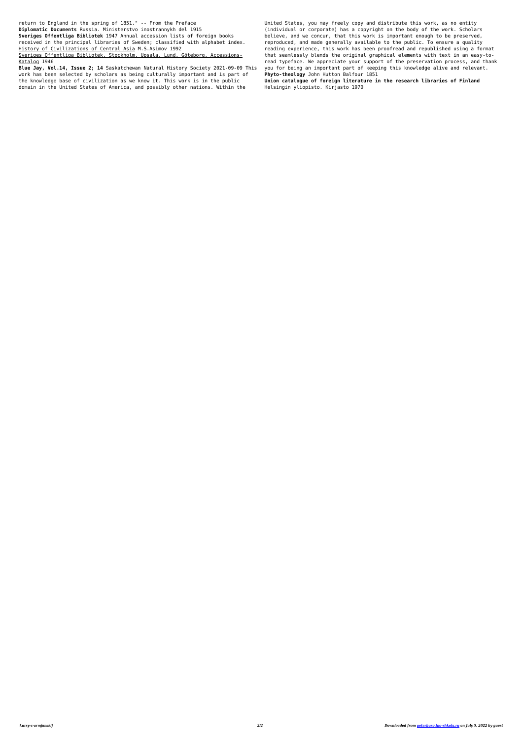return to England in the spring of 1851." -- From the Preface

**Diplomatic Documents** Russia. Ministerstvo inostrannykh del 1915

**Sveriges Offentliga Bibliotek** 1947 Annual accession lists of foreign books received in the principal libraries of Sweden; classified with alphabet index.

History of Civilizations of Central Asia M.S.Asimov 1992

Sveriges Offentliga Bibliotek. Stockholm. Upsala. Lund. Göteborg. Accessions-Katalog 1946

**Blue Jay, Vol.14, Issue 2; 14** Saskatchewan Natural History Society 2021-09-09 This work has been selected by scholars as being culturally important and is part of the knowledge base of civilization as we know it. This work is in the public domain in the United States of America, and possibly other nations. Within the United States, you may freely copy and distribute this work, as no entity (individual or corporate) has a copyright on the body of the work. Scholars believe, and we concur, that this work is important enough to be preserved, reproduced, and made generally available to the public. To ensure a quality reading experience, this work has been proofread and republished using a format that seamlessly blends the original graphical elements with text in an easy-to-read typeface. We appreciate your support of the preservation process, and thank you for being an important part of keeping this knowledge alive and relevant.

**Phyto-theology** John Hutton Balfour 1851

**Union catalogue of foreign literature in the research libraries of Finland** Helsingin yliopisto. Kirjasto 1970